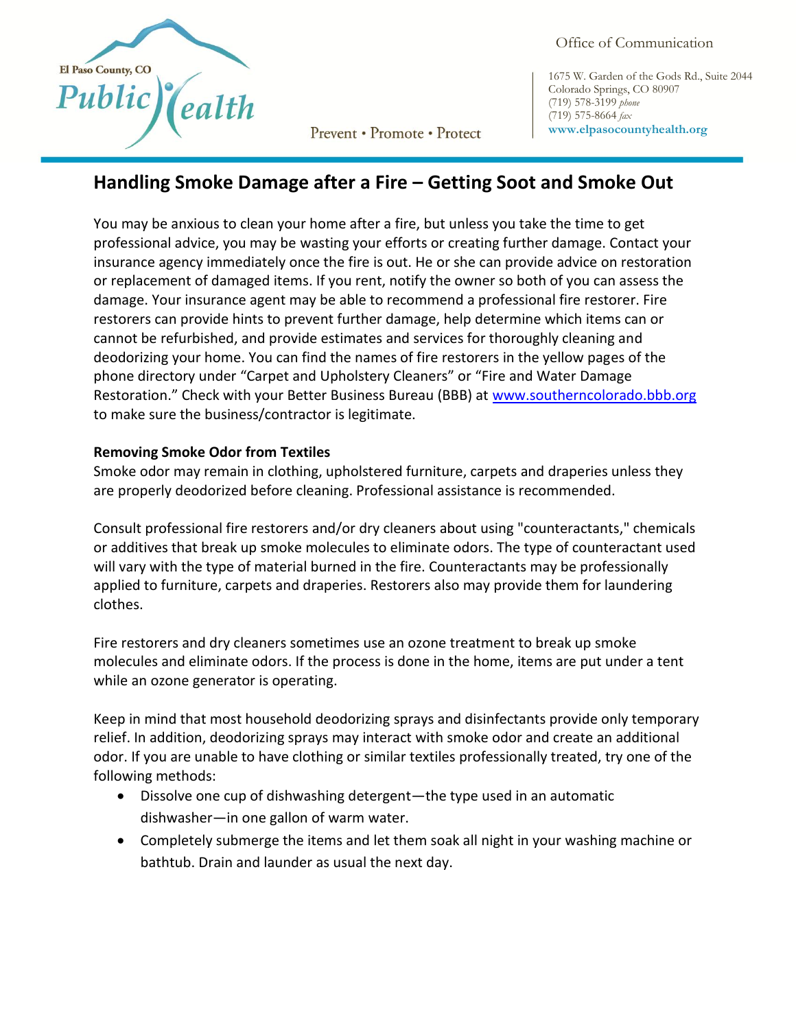El Paso County, CO Public Health

Prevent • Promote • Protect

Office of Communication

1675 W. Garden of the Gods Rd., Suite 2044
Colorado Springs, CO 80907
(719) 578-3199 *phone*
(719) 575-8664 *fax*
www.elpasocountyhealth.org

# Handling Smoke Damage after a Fire – Getting Soot and Smoke Out

You may be anxious to clean your home after a fire, but unless you take the time to get professional advice, you may be wasting your efforts or creating further damage. Contact your insurance agency immediately once the fire is out. He or she can provide advice on restoration or replacement of damaged items. If you rent, notify the owner so both of you can assess the damage. Your insurance agent may be able to recommend a professional fire restorer. Fire restorers can provide hints to prevent further damage, help determine which items can or cannot be refurbished, and provide estimates and services for thoroughly cleaning and deodorizing your home. You can find the names of fire restorers in the yellow pages of the phone directory under "Carpet and Upholstery Cleaners" or "Fire and Water Damage Restoration." Check with your Better Business Bureau (BBB) at [www.southerncolorado.bbb.org](www.southerncolorado.bbb.org) to make sure the business/contractor is legitimate.

**Removing Smoke Odor from Textiles**

Smoke odor may remain in clothing, upholstered furniture, carpets and draperies unless they are properly deodorized before cleaning. Professional assistance is recommended.

Consult professional fire restorers and/or dry cleaners about using "counteractants," chemicals or additives that break up smoke molecules to eliminate odors. The type of counteractant used will vary with the type of material burned in the fire. Counteractants may be professionally applied to furniture, carpets and draperies. Restorers also may provide them for laundering clothes.

Fire restorers and dry cleaners sometimes use an ozone treatment to break up smoke molecules and eliminate odors. If the process is done in the home, items are put under a tent while an ozone generator is operating.

Keep in mind that most household deodorizing sprays and disinfectants provide only temporary relief. In addition, deodorizing sprays may interact with smoke odor and create an additional odor. If you are unable to have clothing or similar textiles professionally treated, try one of the following methods:

- Dissolve one cup of dishwashing detergent—the type used in an automatic dishwasher—in one gallon of warm water.
- Completely submerge the items and let them soak all night in your washing machine or bathtub. Drain and launder as usual the next day.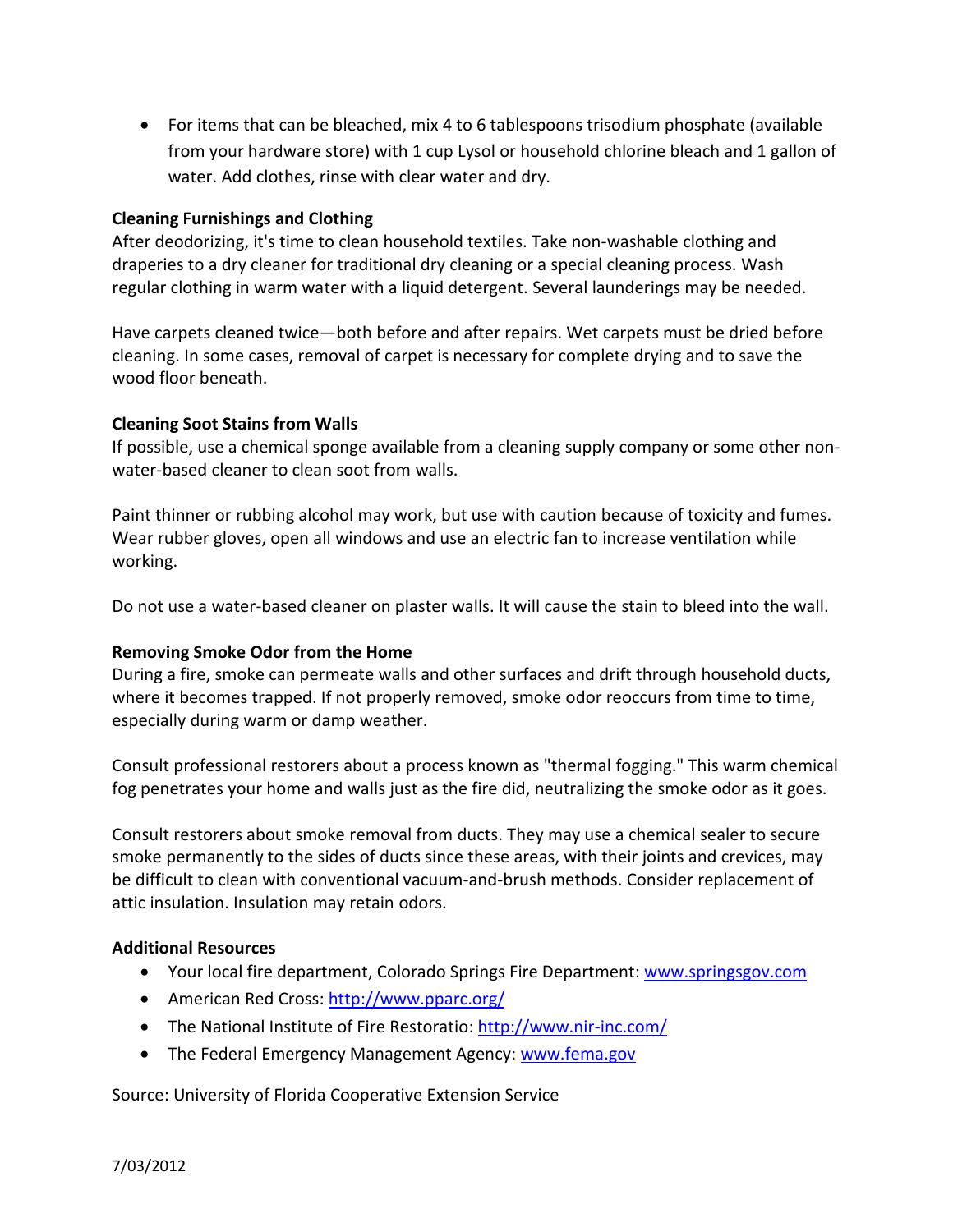- For items that can be bleached, mix 4 to 6 tablespoons trisodium phosphate (available from your hardware store) with 1 cup Lysol or household chlorine bleach and 1 gallon of water. Add clothes, rinse with clear water and dry.

**Cleaning Furnishings and Clothing**

After deodorizing, it's time to clean household textiles. Take non-washable clothing and draperies to a dry cleaner for traditional dry cleaning or a special cleaning process. Wash regular clothing in warm water with a liquid detergent. Several launderings may be needed.

Have carpets cleaned twice—both before and after repairs. Wet carpets must be dried before cleaning. In some cases, removal of carpet is necessary for complete drying and to save the wood floor beneath.

**Cleaning Soot Stains from Walls**

If possible, use a chemical sponge available from a cleaning supply company or some other non-water-based cleaner to clean soot from walls.

Paint thinner or rubbing alcohol may work, but use with caution because of toxicity and fumes. Wear rubber gloves, open all windows and use an electric fan to increase ventilation while working.

Do not use a water-based cleaner on plaster walls. It will cause the stain to bleed into the wall.

**Removing Smoke Odor from the Home**

During a fire, smoke can permeate walls and other surfaces and drift through household ducts, where it becomes trapped. If not properly removed, smoke odor reoccurs from time to time, especially during warm or damp weather.

Consult professional restorers about a process known as "thermal fogging." This warm chemical fog penetrates your home and walls just as the fire did, neutralizing the smoke odor as it goes.

Consult restorers about smoke removal from ducts. They may use a chemical sealer to secure smoke permanently to the sides of ducts since these areas, with their joints and crevices, may be difficult to clean with conventional vacuum-and-brush methods. Consider replacement of attic insulation. Insulation may retain odors.

**Additional Resources**

- Your local fire department, Colorado Springs Fire Department: www.springsgov.com
- American Red Cross: http://www.pparc.org/
- The National Institute of Fire Restoratio: http://www.nir-inc.com/
- The Federal Emergency Management Agency: www.fema.gov

Source: University of Florida Cooperative Extension Service

7/03/2012